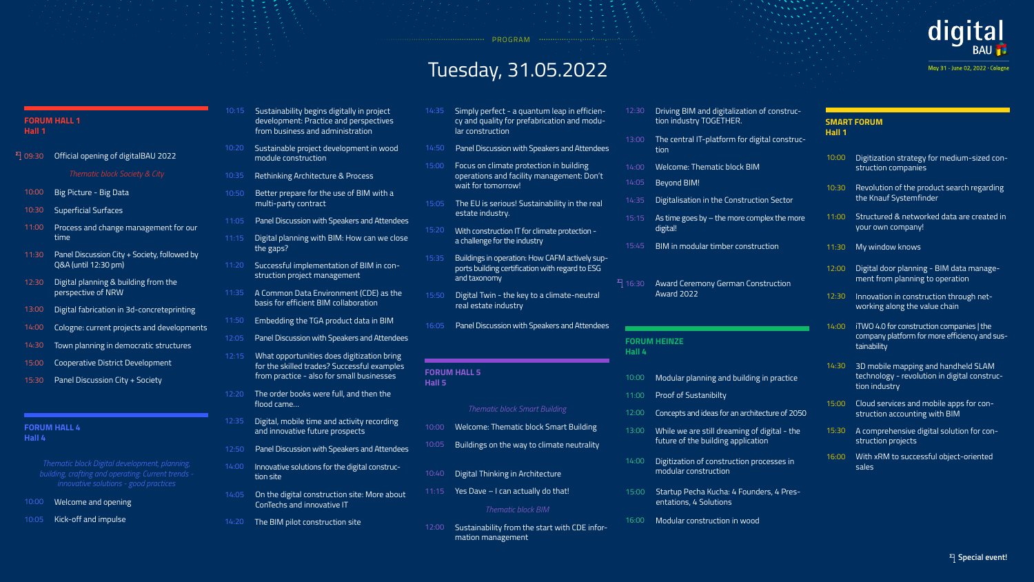PROGRAM

# Tuesday, 31.05.2022

digital BAU

May 31 - June 02, 2022 · Cologne

## FORUM HALL 1
### Hall 1

- 09:30 Official opening of digitalBAU 2022 (Special event!)

*Thematic block Society & City*

- 10:00 Big Picture - Big Data
- 10:30 Superficial Surfaces
- 11:00 Process and change management for our time
- 11:30 Panel Discussion City + Society, followed by Q&A (until 12:30 pm)
- 12:30 Digital planning & building from the perspective of NRW
- 13:00 Digital fabrication in 3d-concreteprinting
- 14:00 Cologne: current projects and developments
- 14:30 Town planning in democratic structures
- 15:00 Cooperative District Development
- 15:30 Panel Discussion City + Society

## FORUM HALL 4
### Hall 4

*Thematic block Digital development, planning, building, crafting and operating: Current trends - innovative solutions - good practices*

- 10:00 Welcome and opening
- 10:05 Kick-off and impulse
- 10:15 Sustainability begins digitally in project development: Practice and perspectives from business and administration
- 10:20 Sustainable project development in wood module construction
- 10:35 Rethinking Architecture & Process
- 10:50 Better prepare for the use of BIM with a multi-party contract
- 11:05 Panel Discussion with Speakers and Attendees
- 11:15 Digital planning with BIM: How can we close the gaps?
- 11:20 Successful implementation of BIM in construction project management
- 11:35 A Common Data Environment (CDE) as the basis for efficient BIM collaboration
- 11:50 Embedding the TGA product data in BIM
- 12:05 Panel Discussion with Speakers and Attendees
- 12:15 What opportunities does digitization bring for the skilled trades? Successful examples from practice - also for small businesses
- 12:20 The order books were full, and then the flood came...
- 12:35 Digital, mobile time and activity recording and innovative future prospects
- 12:50 Panel Discussion with Speakers and Attendees
- 14:00 Innovative solutions for the digital construction site
- 14:05 On the digital construction site: More about ConTechs and innovative IT
- 14:20 The BIM pilot construction site
- 14:35 Simply perfect - a quantum leap in efficiency and quality for prefabrication and modular construction
- 14:50 Panel Discussion with Speakers and Attendees
- 15:00 Focus on climate protection in building operations and facility management: Don't wait for tomorrow!
- 15:05 The EU is serious! Sustainability in the real estate industry.
- 15:20 With construction IT for climate protection - a challenge for the industry
- 15:35 Buildings in operation: How CAFM actively supports building certification with regard to ESG and taxonomy
- 15:50 Digital Twin - the key to a climate-neutral real estate industry
- 16:05 Panel Discussion with Speakers and Attendees

## FORUM HALL 5
### Hall 5

*Thematic block Smart Building*

- 10:00 Welcome: Thematic block Smart Building
- 10:05 Buildings on the way to climate neutrality
- 10:40 Digital Thinking in Architecture
- 11:15 Yes Dave – I can actually do that!

*Thematic block BIM*

- 12:00 Sustainability from the start with CDE information management
- 12:30 Driving BIM and digitalization of construction industry TOGETHER.
- 13:00 The central IT-platform for digital construction
- 14:00 Welcome: Thematic block BIM
- 14:05 Beyond BIM!
- 14:35 Digitalisation in the Construction Sector
- 15:15 As time goes by – the more complex the more digital!
- 15:45 BIM in modular timber construction
- 16:30 Award Ceremony German Construction Award 2022 (Special event!)

## FORUM HEINZE
### Hall 4

- 10:00 Modular planning and building in practice
- 11:00 Proof of Sustainibilty
- 12:00 Concepts and ideas for an architecture of 2050
- 13:00 While we are still dreaming of digital - the future of the building application
- 14:00 Digitization of construction processes in modular construction
- 15:00 Startup Pecha Kucha: 4 Founders, 4 Presentations, 4 Solutions
- 16:00 Modular construction in wood

## SMART FORUM
### Hall 1

- 10:00 Digitization strategy for medium-sized construction companies
- 10:30 Revolution of the product search regarding the Knauf Systemfinder
- 11:00 Structured & networked data are created in your own company!
- 11:30 My window knows
- 12:00 Digital door planning - BIM data management from planning to operation
- 12:30 Innovation in construction through networking along the value chain
- 14:00 iTWO 4.0 for construction companies | the company platform for more efficiency and sustainability
- 14:30 3D mobile mapping and handheld SLAM technology - revolution in digital construction industry
- 15:00 Cloud services and mobile apps for construction accounting with BIM
- 15:30 A comprehensive digital solution for construction projects
- 16:00 With xRM to successful object-oriented sales

Special event!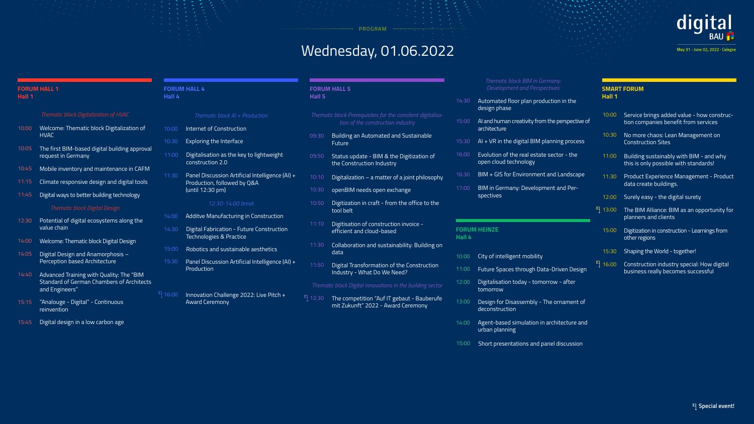PROGRAM

# Wednesday, 01.06.2022

digital BAU
May 31 - June 02, 2022 · Cologne

## FORUM HALL 1
**Hall 1**

*Thematic block Digitalization of HVAC*

- 10:00 Welcome: Thematic block Digitalization of HVAC
- 10:05 The first BIM-based digital building approval request in Germany
- 10:45 Mobile inventory and maintenance in CAFM
- 11:15 Climate responsive design and digital tools
- 11:45 Digital ways to better building technology

*Thematic block Digital Design*

- 12:30 Potential of digital ecosystems along the value chain
- 14:00 Welcome: Thematic block Digital Design
- 14:05 Digital Design and Anamorphosis – Perception based Architecture
- 14:40 Advanced Training with Quality: The "BIM Standard of German Chambers of Architects and Engineers"
- 15:15 "Analouge - Digital" - Continuous reinvention
- 15:45 Digital design in a low carbon age

## FORUM HALL 4
**Hall 4**

*Thematic block AI + Production*

- 10:00 Internet of Construction
- 10:30 Exploring the Interface
- 11:00 Digitalisation as the key to lightweight construction 2.0
- 11:30 Panel Discussion Artificial Intelligence (AI) + Production, followed by Q&A (until 12:30 pm)

*12:30-14:00 break*

- 14:00 Additve Manufacturing in Construction
- 14:30 Digital Fabrication - Future Construction Technologies & Practice
- 15:00 Robotics and sustainable aesthetics
- 15:30 Panel Discussion Artificial Intelligence (AI) + Production
- 16:00 Innovation Challenge 2022: Live Pitch + Award Ceremony (Special event!)

## FORUM HALL 5
**Hall 5**

*Thematic block Prerequisites for the consitent digitalisation of the construction industry*

- 09:30 Building an Automated and Sustainable Future
- 09:50 Status update - BIM & the Digitization of the Construction Industry
- 10:10 Digitalization – a matter of a joint philosophy
- 10:30 openBIM needs open exchange
- 10:50 Digitization in craft - from the office to the tool belt
- 11:10 Digitisation of construction invoice - efficient and cloud-based
- 11:30 Collaboration and sustainability: Building on data
- 11:50 Digital Transformation of the Construction Industry - What Do We Need?

*Thematic block Digital innovations in the building sector*

- 12:30 The competition "Auf IT gebaut - Bauberufe mit Zukunft" 2022 - Award Ceremony (Special event!)

*Thematic block BIM in Germany: Development and Perspectives*

- 14:30 Automated floor plan production in the design phase
- 15:00 AI and human creativity from the perspective of architecture
- 15:30 AI + VR in the digital BIM planning process
- 16:00 Evolution of the real estate sector - the open cloud technology
- 16:30 BIM + GIS for Environment and Landscape
- 17:00 BIM in Germany: Development and Perspectives

## FORUM HEINZE
**Hall 4**

- 10:00 City of intelligent mobility
- 11:00 Future Spaces through Data-Driven Design
- 12:00 Digitalisation today - tomorrow - after tomorrow
- 13:00 Design for Disassembly - The ornament of deconstruction
- 14:00 Agent-based simulation in architecture and urban planning
- 15:00 Short presentations and panel discussion

## SMART FORUM
**Hall 1**

- 10:00 Service brings added value - how construction companies benefit from services
- 10:30 No more chaos: Lean Management on Construction Sites
- 11:00 Building sustainably with BIM - and why this is only possible with standards!
- 11:30 Product Experience Management - Product data create buildings.
- 12:00 Surely easy - the digital surety
- 13:00 The BIM Alliance: BIM as an opportunity for planners and clients (Special event!)
- 15:00 Digitization in construction - Learnings from other regions
- 15:30 Shaping the World - together!
- 16:00 Construction industry special: How digital business really becomes successful (Special event!)

**Special event!**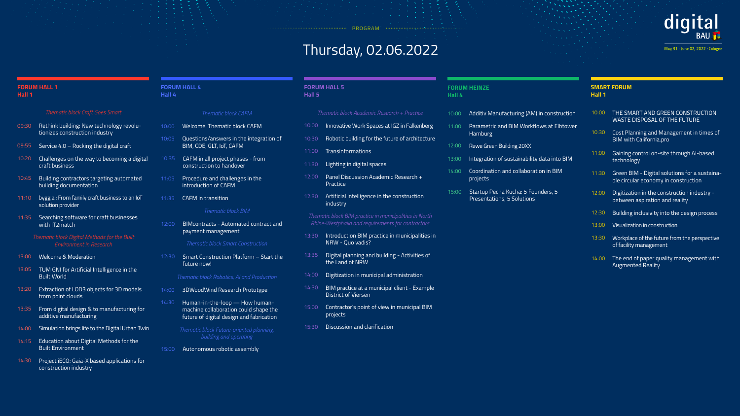PROGRAM

# Thursday, 02.06.2022

digital BAU

May 31 - June 02, 2022 · Cologne

## FORUM HALL 1
**Hall 1**

*Thematic block Craft Goes Smart*

- 09:30 Rethink building: New technology revolutionizes construction industry
- 09:55 Service 4.0 – Rocking the digital craft
- 10:20 Challenges on the way to becoming a digital craft business
- 10:45 Building contractors targeting automated building documentation
- 11:10 bygg.ai: From family craft business to an IoT solution provider
- 11:35 Searching software for craft businesses with IT2match

*Thematic block Digital Methods for the Built Environment in Research*

- 13:00 Welcome & Moderation
- 13:05 TUM GNI for Artificial Intelligence in the Built World
- 13:20 Extraction of LOD3 objects for 3D models from point clouds
- 13:35 From digital design & to manufacturing for additive manufacturing
- 14:00 Simulation brings life to the Digital Urban Twin
- 14:15 Education about Digital Methods for the Built Environment
- 14:30 Project iECO: Gaia-X based applications for construction industry

## FORUM HALL 4
**Hall 4**

*Thematic block CAFM*

- 10:00 Welcome: Thematic block CAFM
- 10:05 Questions/answers in the integration of BIM, CDE, GLT, IoT, CAFM
- 10:35 CAFM in all project phases - from construction to handover
- 11:05 Procedure and challenges in the introduction of CAFM
- 11:35 CAFM in transition

*Thematic block BIM*

- 12:00 BIMcontracts - Automated contract and payment management

*Thematic block Smart Construction*

- 12:30 Smart Construction Platform – Start the future now!

*Thematic block Robotics, AI and Production*

- 14:00 3DWoodWind Research Prototype
- 14:30 Human-in-the-loop — How human-machine collaboration could shape the future of digital design and fabrication

*Thematic block Future-oriented planning, building and operating*

- 15:00 Autonomous robotic assembly

## FORUM HALL 5
**Hall 5**

*Thematic block Academic Research + Practice*

- 10:00 Innovative Work Spaces at IGZ in Falkenberg
- 10:30 Robotic building for the future of architecture
- 11:00 Transinformations
- 11:30 Lighting in digital spaces
- 12:00 Panel Discussion Academic Research + Practice
- 12:30 Artificial intelligence in the construction industry

*Thematic block BIM practice in municipalities in North Rhine-Westphalia and requirements for contractors*

- 13:30 Introduction BIM practice in municipalities in NRW - Quo vadis?
- 13:35 Digital planning and building - Activities of the Land of NRW
- 14:00 Digitization in municipal administration
- 14:30 BIM practice at a municipal client - Example District of Viersen
- 15:00 Contractor's point of view in municipal BIM projects
- 15:30 Discussion and clarification

## FORUM HEINZE
**Hall 4**

- 10:00 Additiv Manufacturing (AM) in construction
- 11:00 Parametric and BIM Workflows at Elbtower Hamburg
- 12:00 Rewe Green Building 20XX
- 13:00 Integration of sustainability data into BIM
- 14:00 Coordination and collaboration in BIM projects
- 15:00 Startup Pecha Kucha: 5 Founders, 5 Presentations, 5 Solutions

## SMART FORUM
**Hall 1**

- 10:00 THE SMART AND GREEN CONSTRUCTION WASTE DISPOSAL OF THE FUTURE
- 10:30 Cost Planning and Management in times of BIM with California.pro
- 11:00 Gaining control on-site through AI-based technology
- 11:30 Green BIM - Digital solutions for a sustainable circular economy in construction
- 12:00 Digitization in the construction industry - between aspiration and reality
- 12:30 Building inclusivity into the design process
- 13:00 Visualization in construction
- 13:30 Workplace of the future from the perspective of facility management
- 14:00 The end of paper quality management with Augmented Reality